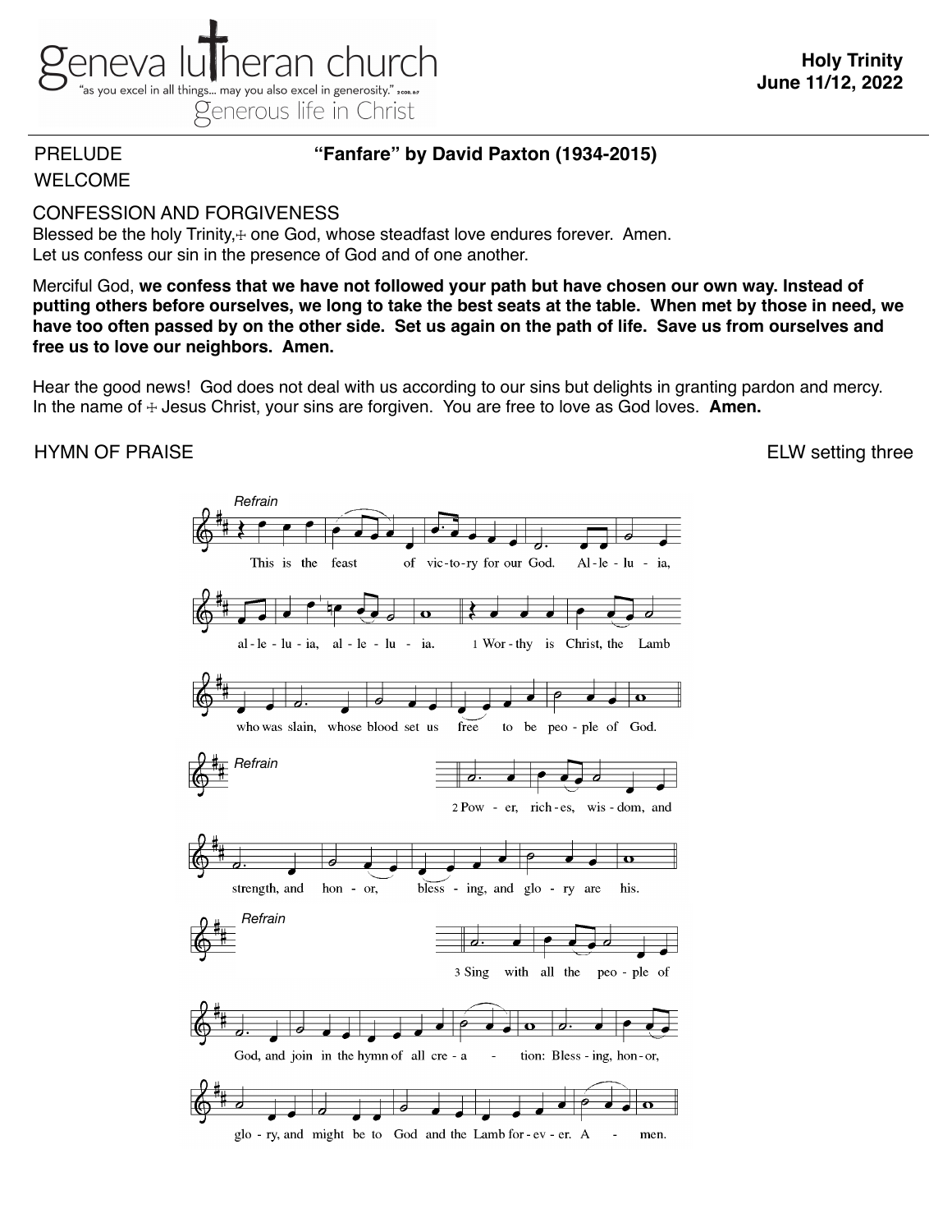geneva lutheran church
"as you excel in all things... may you also excel in generosity." 2 COR. 8:7
generous life in Christ

**Holy Trinity**
**June 11/12, 2022**

PRELUDE **"Fanfare" by David Paxton (1934-2015)**

WELCOME

CONFESSION AND FORGIVENESS

Blessed be the holy Trinity,☩ one God, whose steadfast love endures forever. Amen.
Let us confess our sin in the presence of God and of one another.

Merciful God, **we confess that we have not followed your path but have chosen our own way. Instead of putting others before ourselves, we long to take the best seats at the table. When met by those in need, we have too often passed by on the other side. Set us again on the path of life. Save us from ourselves and free us to love our neighbors. Amen.**

Hear the good news! God does not deal with us according to our sins but delights in granting pardon and mercy. In the name of ☩ Jesus Christ, your sins are forgiven. You are free to love as God loves. **Amen.**

HYMN OF PRAISE ELW setting three

*Refrain*
This is the feast of victory for our God. Alleluia, alleluia, alleluia.

1 Worthy is Christ, the Lamb who was slain, whose blood set us free to be people of God.

*Refrain*

2 Power, riches, wisdom, and strength, and honor, blessing, and glory are his.

*Refrain*

3 Sing with all the people of God, and join in the hymn of all creation: Blessing, honor, glory, and might be to God and the Lamb forever. Amen.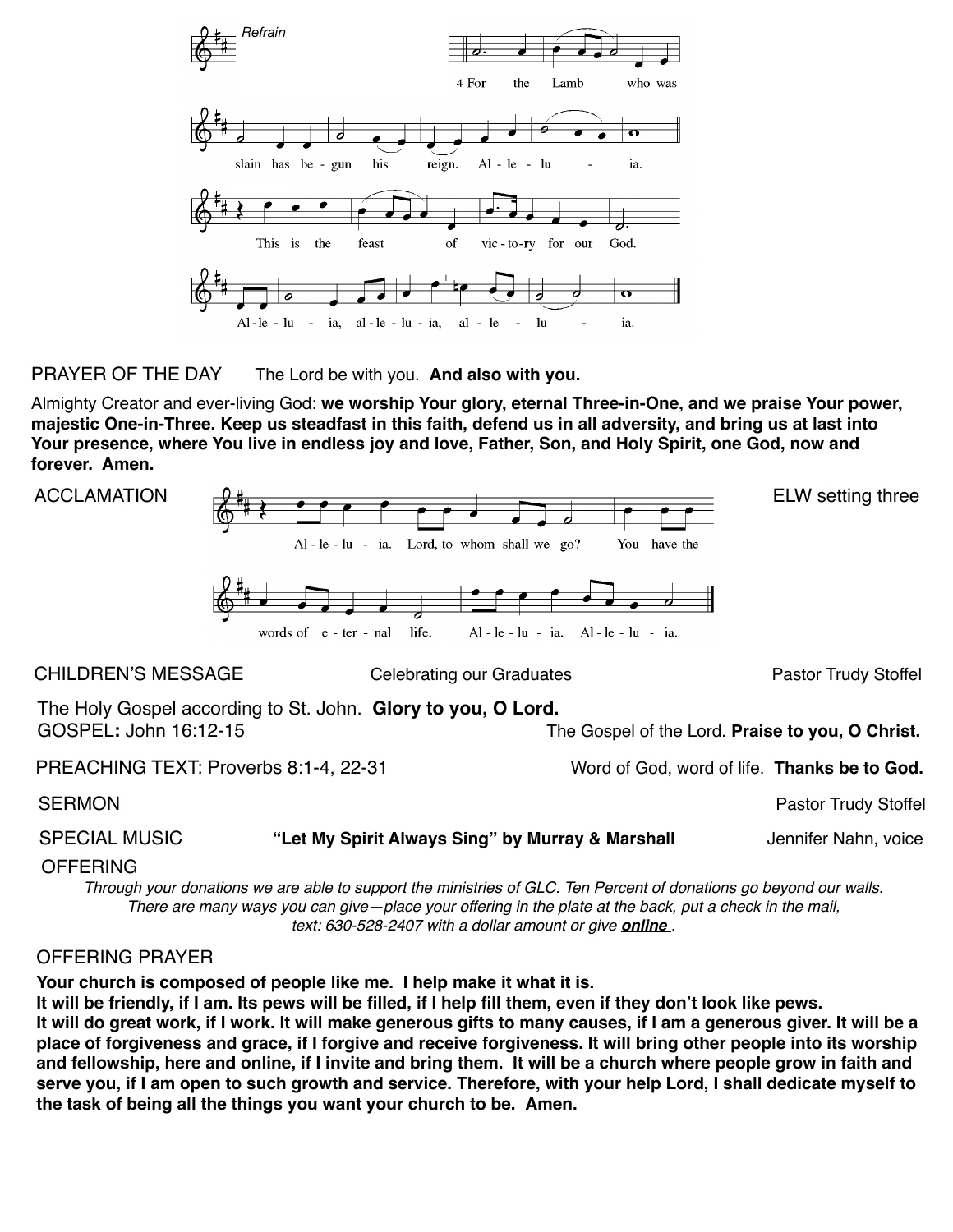*Refrain*

4 For the Lamb who was slain has be - gun his reign. Al - le - lu - ia.

This is the feast of vic - to - ry for our God.

Al - le - lu - ia, al - le - lu - ia, al - le - lu - ia.

PRAYER OF THE DAY The Lord be with you. **And also with you.**

Almighty Creator and ever-living God: **we worship Your glory, eternal Three-in-One, and we praise Your power, majestic One-in-Three. Keep us steadfast in this faith, defend us in all adversity, and bring us at last into Your presence, where You live in endless joy and love, Father, Son, and Holy Spirit, one God, now and forever. Amen.**

ACCLAMATION ELW setting three

Al - le - lu - ia. Lord, to whom shall we go? You have the words of e - ter - nal life. Al - le - lu - ia. Al - le - lu - ia.

CHILDREN'S MESSAGE Celebrating our Graduates Pastor Trudy Stoffel

The Holy Gospel according to St. John. **Glory to you, O Lord.**

GOSPEL**:** John 16:12-15 The Gospel of the Lord. **Praise to you, O Christ.**

PREACHING TEXT: Proverbs 8:1-4, 22-31 Word of God, word of life. **Thanks be to God.**

SERMON Pastor Trudy Stoffel

SPECIAL MUSIC **"Let My Spirit Always Sing" by Murray & Marshall** Jennifer Nahn, voice

OFFERING

*Through your donations we are able to support the ministries of GLC. Ten Percent of donations go beyond our walls. There are many ways you can give—place your offering in the plate at the back, put a check in the mail, text: 630-528-2407 with a dollar amount or give* ***online*** *.*

OFFERING PRAYER

**Your church is composed of people like me. I help make it what it is.**
**It will be friendly, if I am. Its pews will be filled, if I help fill them, even if they don't look like pews.**
**It will do great work, if I work. It will make generous gifts to many causes, if I am a generous giver. It will be a place of forgiveness and grace, if I forgive and receive forgiveness. It will bring other people into its worship and fellowship, here and online, if I invite and bring them. It will be a church where people grow in faith and serve you, if I am open to such growth and service. Therefore, with your help Lord, I shall dedicate myself to the task of being all the things you want your church to be. Amen.**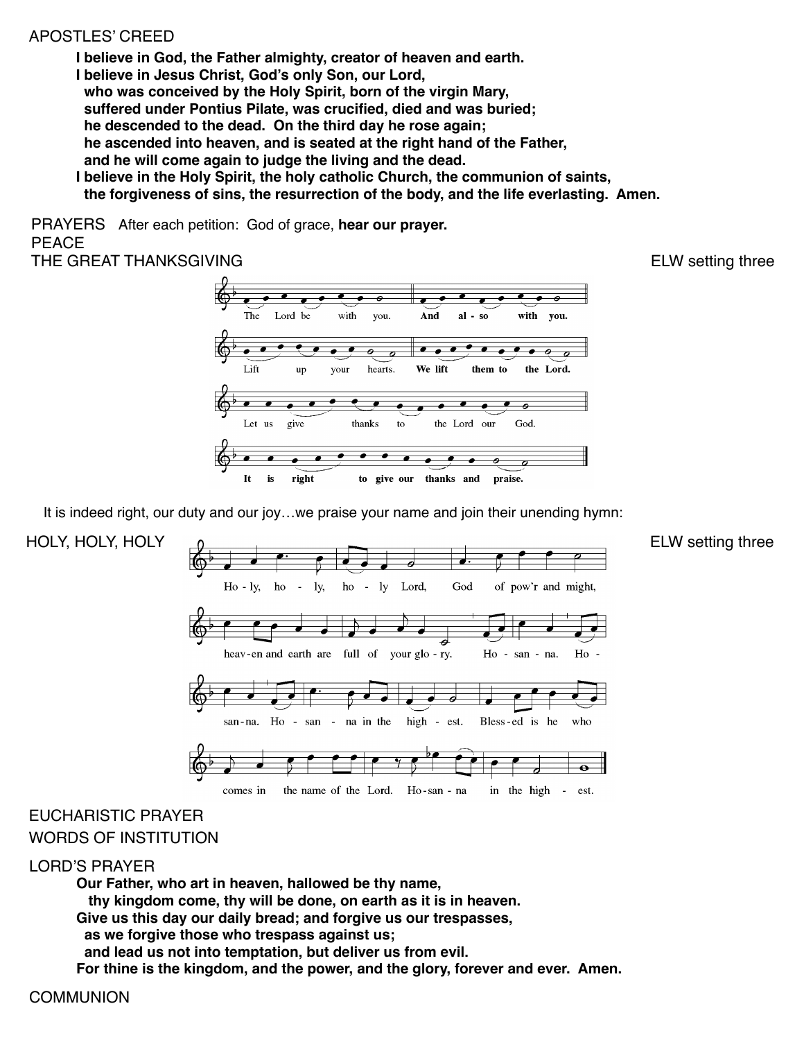APOSTLES' CREED

**I believe in God, the Father almighty, creator of heaven and earth.**
**I believe in Jesus Christ, God's only Son, our Lord,**
**who was conceived by the Holy Spirit, born of the virgin Mary,**
**suffered under Pontius Pilate, was crucified, died and was buried;**
**he descended to the dead. On the third day he rose again;**
**he ascended into heaven, and is seated at the right hand of the Father,**
**and he will come again to judge the living and the dead.**
**I believe in the Holy Spirit, the holy catholic Church, the communion of saints,**
**the forgiveness of sins, the resurrection of the body, and the life everlasting. Amen.**

PRAYERS After each petition: God of grace, **hear our prayer.**

PEACE

THE GREAT THANKSGIVING ELW setting three

The Lord be with you. **And also with you.**

Lift up your hearts. **We lift them to the Lord.**

Let us give thanks to the Lord our God.

**It is right to give our thanks and praise.**

It is indeed right, our duty and our joy…we praise your name and join their unending hymn:

HOLY, HOLY, HOLY ELW setting three

Holy, holy, holy Lord, God of pow'r and might, heaven and earth are full of your glory. Hosanna. Hosanna. Hosanna in the highest. Blessed is he who comes in the name of the Lord. Hosanna in the highest.

EUCHARISTIC PRAYER

WORDS OF INSTITUTION

LORD'S PRAYER

**Our Father, who art in heaven, hallowed be thy name,**
**thy kingdom come, thy will be done, on earth as it is in heaven.**
**Give us this day our daily bread; and forgive us our trespasses,**
**as we forgive those who trespass against us;**
**and lead us not into temptation, but deliver us from evil.**
**For thine is the kingdom, and the power, and the glory, forever and ever. Amen.**

COMMUNION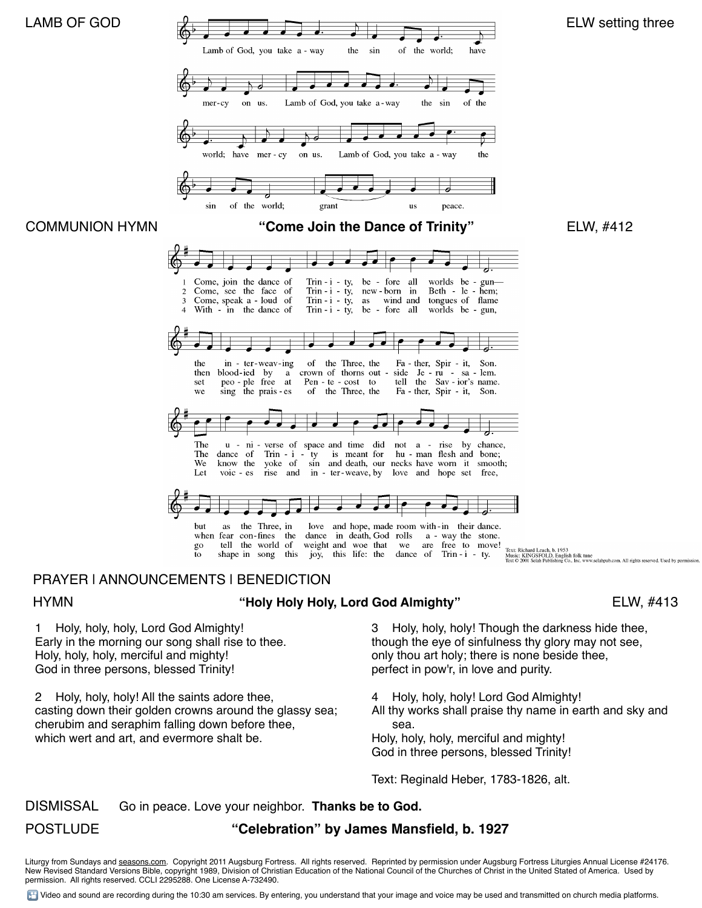LAMB OF GOD — ELW setting three

Lamb of God, you take away the sin of the world; have mercy on us. Lamb of God, you take away the sin of the world; have mercy on us. Lamb of God, you take away the sin of the world; grant us peace.

COMMUNION HYMN — **"Come Join the Dance of Trinity"** — ELW, #412

1 Come, join the dance of Trinity, before all worlds begun— the interweaving of the Three, the Father, Spirit, Son. The universe of space and time did not arise by chance, but as the Three, in love and hope, made room within their dance.

2 Come, see the face of Trinity, newborn in Bethlehem; then bloodied by a crown of thorns outside Jerusalem. The dance of Trinity is meant for human flesh and bone; when fear confines the dance in death, God rolls away the stone.

3 Come, speak aloud of Trinity, as wind and tongues of flame set people free at Pentecost to tell the Savior's name. We know the yoke of sin and death, our necks have worn it smooth; go tell the world of weight and woe that we are free to move!

4 Within the dance of Trinity, before all worlds begun, we sing the praises of the Three, the Father, Spirit, Son. Let voices rise and interweave, by love and hope set free, to shape in song this joy, this life: the dance of Trinity.

Text: Richard Leach, b. 1953
Music: KINGSFOLD, English folk tune
Text © 2001 Selah Publishing Co., Inc. www.selahpub.com. All rights reserved. Used by permission.

PRAYER | ANNOUNCEMENTS | BENEDICTION

HYMN — **"Holy Holy Holy, Lord God Almighty"** — ELW, #413

1 Holy, holy, holy, Lord God Almighty!
Early in the morning our song shall rise to thee.
Holy, holy, holy, merciful and mighty!
God in three persons, blessed Trinity!

2 Holy, holy, holy! All the saints adore thee,
casting down their golden crowns around the glassy sea;
cherubim and seraphim falling down before thee,
which wert and art, and evermore shalt be.

3 Holy, holy, holy! Though the darkness hide thee,
though the eye of sinfulness thy glory may not see,
only thou art holy; there is none beside thee,
perfect in pow'r, in love and purity.

4 Holy, holy, holy! Lord God Almighty!
All thy works shall praise thy name in earth and sky and sea.
Holy, holy, holy, merciful and mighty!
God in three persons, blessed Trinity!

Text: Reginald Heber, 1783-1826, alt.

DISMISSAL — Go in peace. Love your neighbor. **Thanks be to God.**

POSTLUDE — **"Celebration" by James Mansfield, b. 1927**

Liturgy from Sundays and seasons.com. Copyright 2011 Augsburg Fortress. All rights reserved. Reprinted by permission under Augsburg Fortress Liturgies Annual License #24176. New Revised Standard Versions Bible, copyright 1989, Division of Christian Education of the National Council of the Churches of Christ in the United States of America. Used by permission. All rights reserved. CCLI 2295288. One License A-732490.

Video and sound are recording during the 10:30 am services. By entering, you understand that your image and voice may be used and transmitted on church media platforms.